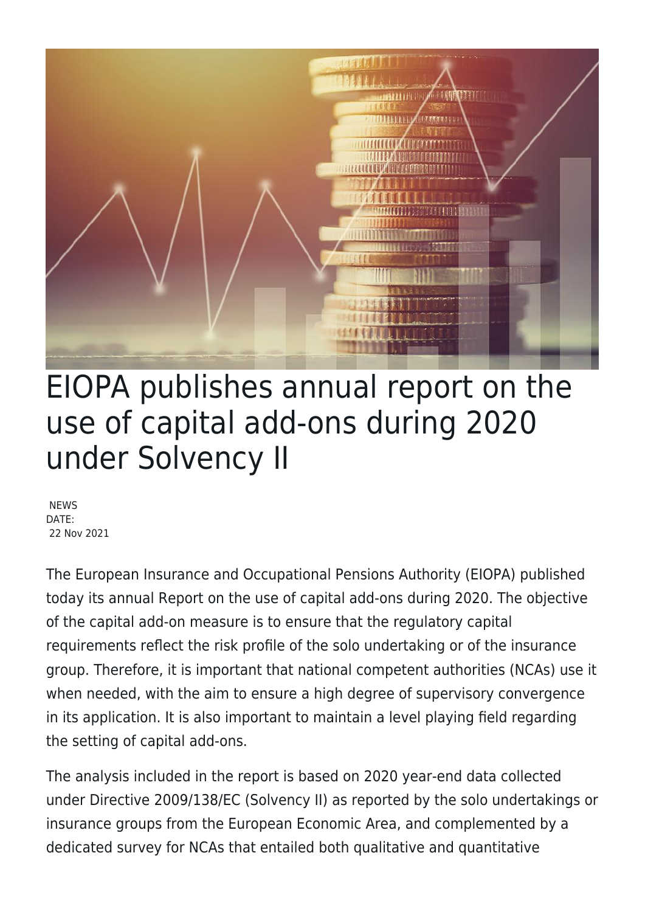# EIOPA publishes annual report on the use of capital add-ons during 2020 under Solvency II

NEWS
DATE:
22 Nov 2021

The European Insurance and Occupational Pensions Authority (EIOPA) published today its annual Report on the use of capital add-ons during 2020. The objective of the capital add-on measure is to ensure that the regulatory capital requirements reflect the risk profile of the solo undertaking or of the insurance group. Therefore, it is important that national competent authorities (NCAs) use it when needed, with the aim to ensure a high degree of supervisory convergence in its application. It is also important to maintain a level playing field regarding the setting of capital add-ons.

The analysis included in the report is based on 2020 year-end data collected under Directive 2009/138/EC (Solvency II) as reported by the solo undertakings or insurance groups from the European Economic Area, and complemented by a dedicated survey for NCAs that entailed both qualitative and quantitative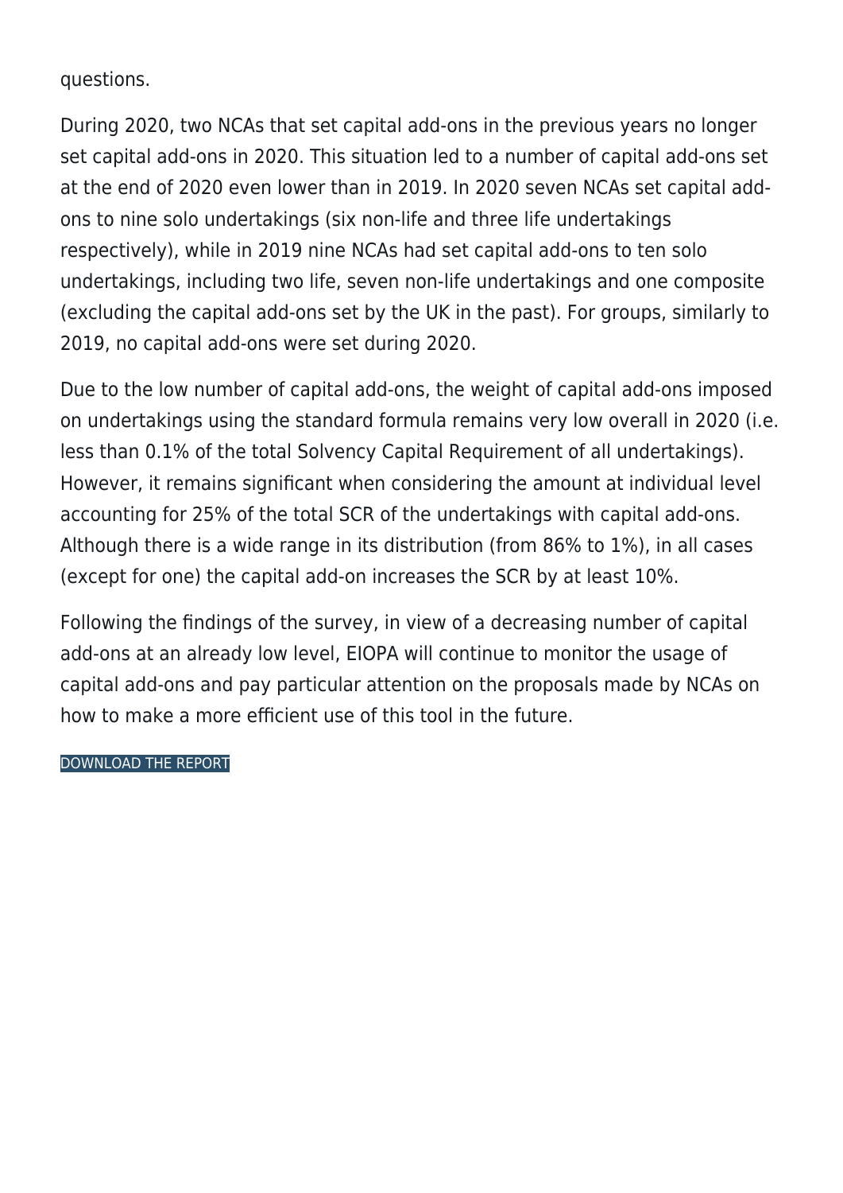questions.

During 2020, two NCAs that set capital add-ons in the previous years no longer set capital add-ons in 2020. This situation led to a number of capital add-ons set at the end of 2020 even lower than in 2019. In 2020 seven NCAs set capital add-ons to nine solo undertakings (six non-life and three life undertakings respectively), while in 2019 nine NCAs had set capital add-ons to ten solo undertakings, including two life, seven non-life undertakings and one composite (excluding the capital add-ons set by the UK in the past). For groups, similarly to 2019, no capital add-ons were set during 2020.

Due to the low number of capital add-ons, the weight of capital add-ons imposed on undertakings using the standard formula remains very low overall in 2020 (i.e. less than 0.1% of the total Solvency Capital Requirement of all undertakings). However, it remains significant when considering the amount at individual level accounting for 25% of the total SCR of the undertakings with capital add-ons. Although there is a wide range in its distribution (from 86% to 1%), in all cases (except for one) the capital add-on increases the SCR by at least 10%.

Following the findings of the survey, in view of a decreasing number of capital add-ons at an already low level, EIOPA will continue to monitor the usage of capital add-ons and pay particular attention on the proposals made by NCAs on how to make a more efficient use of this tool in the future.

DOWNLOAD THE REPORT